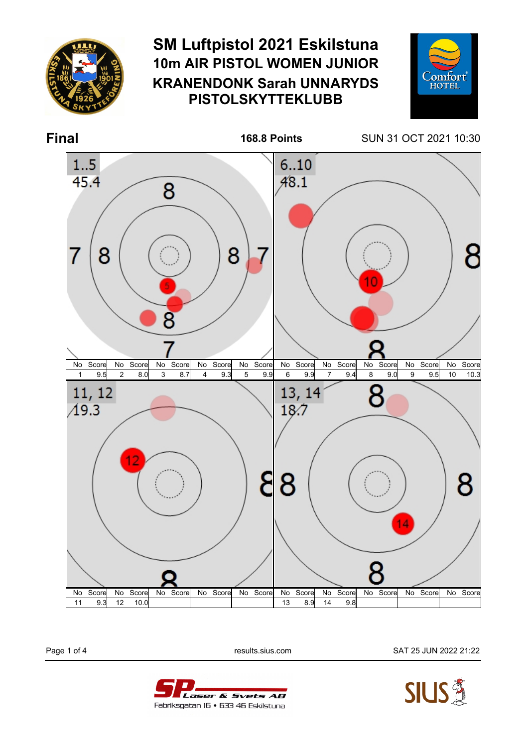# SM Luftpistol 2021 Eskilstuna

## 10m AIR PISTOL WOMEN JUNIOR

## KRANENDONK Sarah UNNARYDS PISTOLSKYTTEKLUBB

**Final** — **168.8 Points** — SUN 31 OCT 2021 10:30

**1..5** — 45.4

| No | Score | No | Score | No | Score | No | Score | No | Score |
|---|---|---|---|---|---|---|---|---|---|
| 1 | 9.5 | 2 | 8.0 | 3 | 8.7 | 4 | 9.3 | 5 | 9.9 |

**6..10** — 48.1

| No | Score | No | Score | No | Score | No | Score | No | Score |
|---|---|---|---|---|---|---|---|---|---|
| 6 | 9.9 | 7 | 9.4 | 8 | 9.0 | 9 | 9.5 | 10 | 10.3 |

**11, 12** — 19.3

| No | Score | No | Score | No | Score | No | Score | No | Score |
|---|---|---|---|---|---|---|---|---|---|
| 11 | 9.3 | 12 | 10.0 | | | | | | |

**13, 14** — 18.7

| No | Score | No | Score | No | Score | No | Score | No | Score |
|---|---|---|---|---|---|---|---|---|---|
| 13 | 8.9 | 14 | 9.8 | | | | | | |

results.sius.com — SAT 25 JUN 2022 21:22

SP Laser & Svets AB — Fabriksgatan 16 • 633 46 Eskilstuna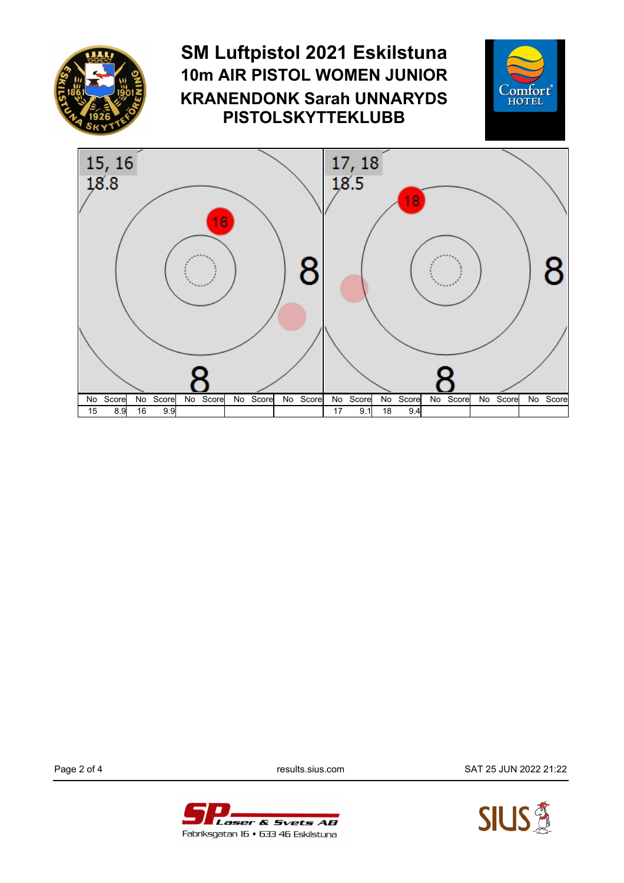# SM Luftpistol 2021 Eskilstuna

## 10m AIR PISTOL WOMEN JUNIOR

## KRANENDONK Sarah UNNARYDS PISTOLSKYTTEKLUBB

15, 16
18.8

17, 18
18.5

| No | Score | No | Score | No | Score | No | Score | No | Score | No | Score | No | Score | No | Score | No | Score | No | Score |
|---|---|---|---|---|---|---|---|---|---|---|---|---|---|---|---|---|---|---|---|
| 15 | 8.9 | 16 | 9.9 | | | | | | | 17 | 9.1 | 18 | 9.4 | | | | | | |

results.sius.com

SAT 25 JUN 2022 21:22

SP Laser & Svets AB
Fabriksgatan 16 • 633 46 Eskilstuna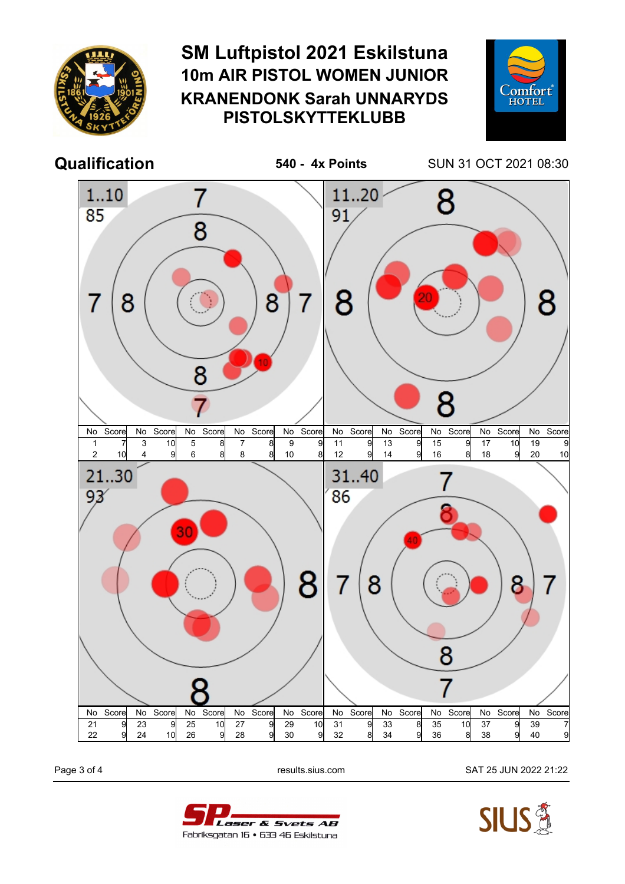# SM Luftpistol 2021 Eskilstuna

## 10m AIR PISTOL WOMEN JUNIOR

## KRANENDONK Sarah UNNARYDS PISTOLSKYTTEKLUBB

**Qualification** — **540 - 4x Points** — SUN 31 OCT 2021 08:30

**1..10: 85**

| No | Score | No | Score | No | Score | No | Score | No | Score |
|---|---|---|---|---|---|---|---|---|---|
| 1 | 7 | 3 | 10 | 5 | 8 | 7 | 8 | 9 | 9 |
| 2 | 10 | 4 | 9 | 6 | 8 | 8 | 8 | 10 | 8 |

**11..20: 91**

| No | Score | No | Score | No | Score | No | Score | No | Score |
|---|---|---|---|---|---|---|---|---|---|
| 11 | 9 | 13 | 9 | 15 | 9 | 17 | 10 | 19 | 9 |
| 12 | 9 | 14 | 9 | 16 | 8 | 18 | 9 | 20 | 10 |

**21..30: 93**

| No | Score | No | Score | No | Score | No | Score | No | Score |
|---|---|---|---|---|---|---|---|---|---|
| 21 | 9 | 23 | 9 | 25 | 10 | 27 | 9 | 29 | 10 |
| 22 | 9 | 24 | 10 | 26 | 9 | 28 | 9 | 30 | 9 |

**31..40: 86**

| No | Score | No | Score | No | Score | No | Score | No | Score |
|---|---|---|---|---|---|---|---|---|---|
| 31 | 9 | 33 | 8 | 35 | 10 | 37 | 9 | 39 | 7 |
| 32 | 8 | 34 | 9 | 36 | 8 | 38 | 9 | 40 | 9 |

results.sius.com — SAT 25 JUN 2022 21:22

SP Laser & Svets AB
Fabriksgatan 16 • 633 46 Eskilstuna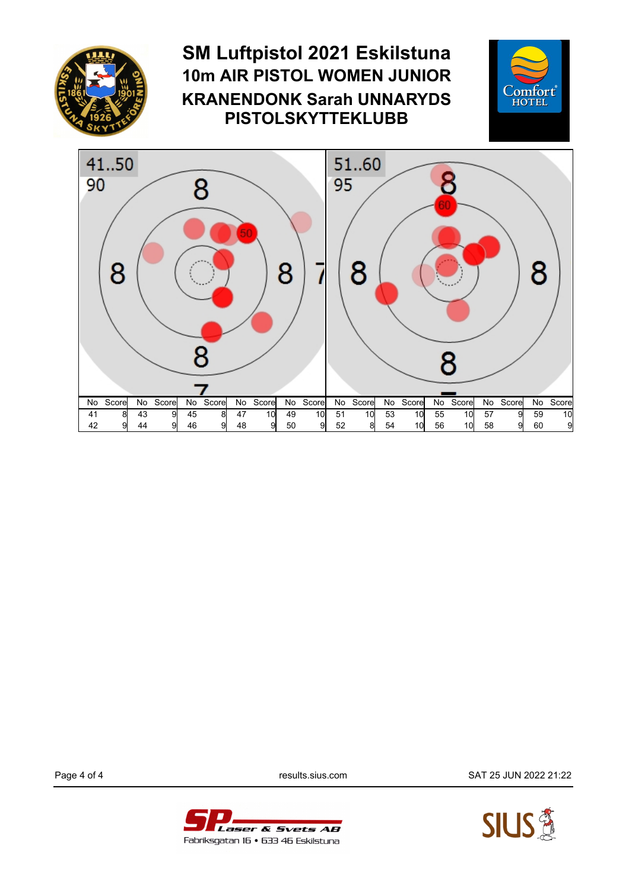# SM Luftpistol 2021 Eskilstuna

## 10m AIR PISTOL WOMEN JUNIOR

## KRANENDONK Sarah UNNARYDS PISTOLSKYTTEKLUBB

41..50
90

51..60
95

| No | Score | No | Score | No | Score | No | Score | No | Score | No | Score | No | Score | No | Score | No | Score | No | Score |
|---|---|---|---|---|---|---|---|---|---|---|---|---|---|---|---|---|---|---|---|
| 41 | 8 | 43 | 9 | 45 | 8 | 47 | 10 | 49 | 10 | 51 | 10 | 53 | 10 | 55 | 10 | 57 | 9 | 59 | 10 |
| 42 | 9 | 44 | 9 | 46 | 9 | 48 | 9 | 50 | 9 | 52 | 8 | 54 | 10 | 56 | 10 | 58 | 9 | 60 | 9 |

results.sius.com

SAT 25 JUN 2022 21:22

SP Laser & Svets AB
Fabriksgatan 16 • 633 46 Eskilstuna